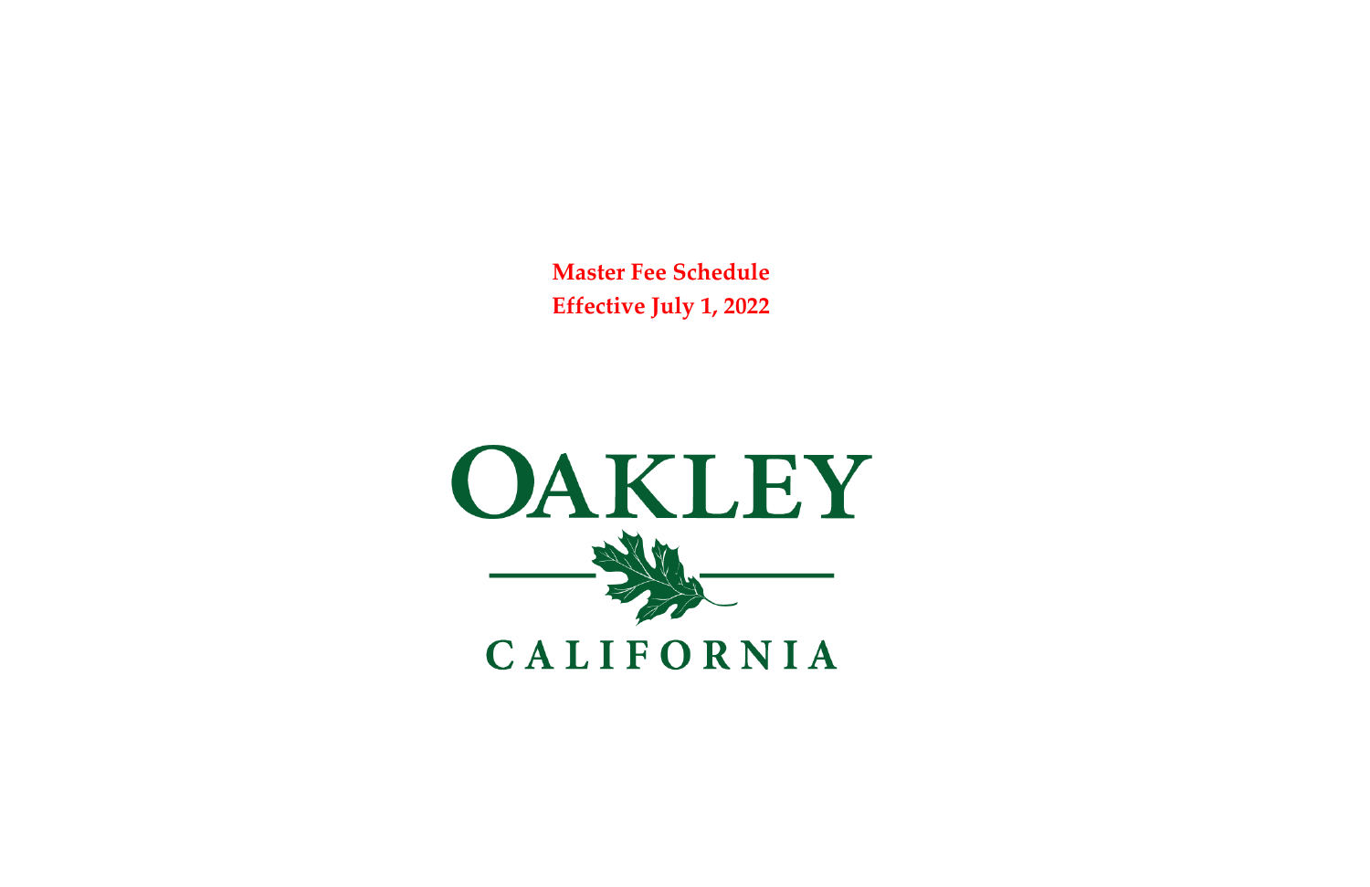**Master Fee Schedule**

**Effective July 1, 2022**

OAKLEY

CALIFORNIA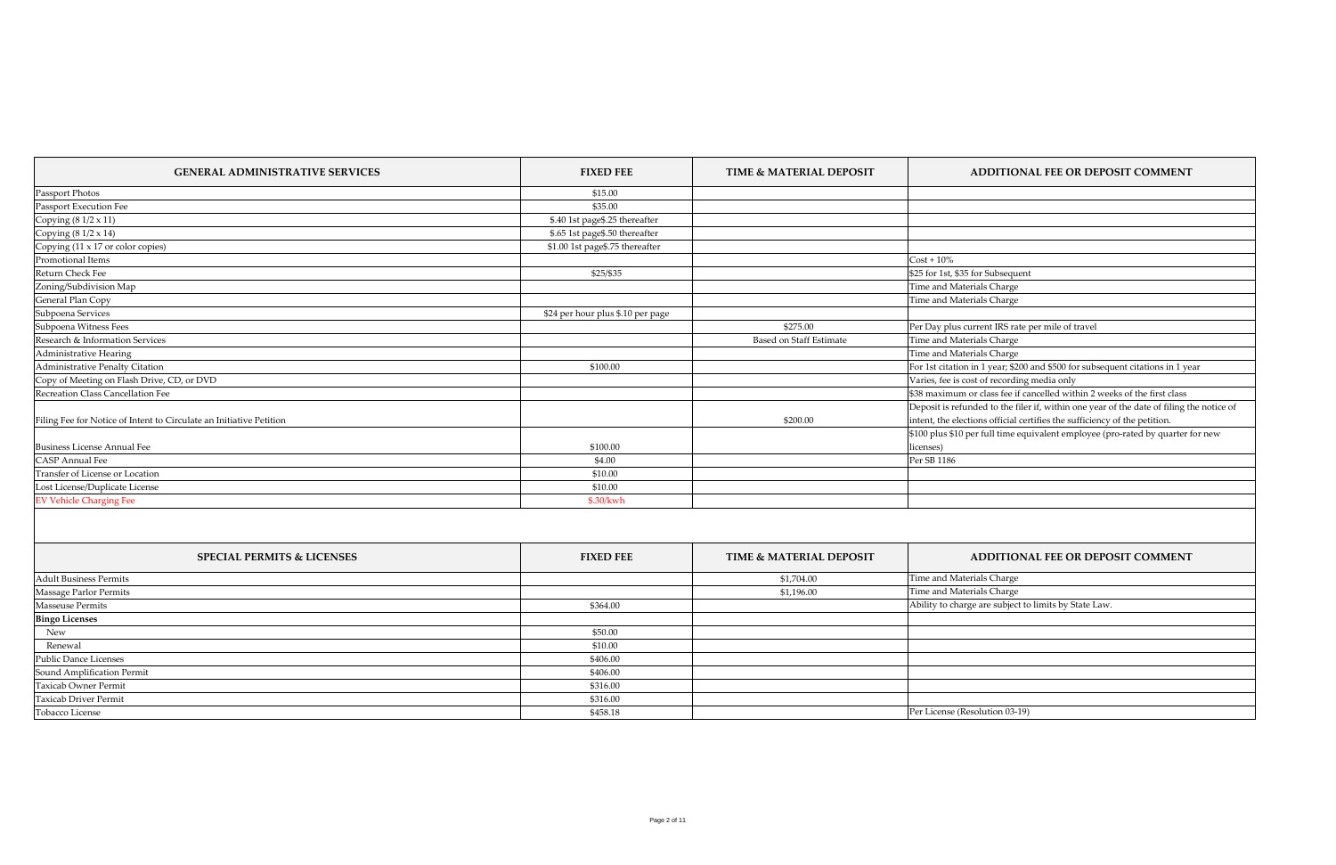| GENERAL ADMINISTRATIVE SERVICES | FIXED FEE | TIME & MATERIAL DEPOSIT | ADDITIONAL FEE OR DEPOSIT COMMENT |
|---|---|---|---|
| Passport Photos | $15.00 | | |
| Passport Execution Fee | $35.00 | | |
| Copying (8 1/2 x 11) | $.40 1st page$.25 thereafter | | |
| Copying (8 1/2 x 14) | $.65 1st page$.50 thereafter | | |
| Copying (11 x 17 or color copies) | $1.00 1st page$.75 thereafter | | |
| Promotional Items | | | Cost + 10% |
| Return Check Fee | $25/$35 | | $25 for 1st, $35 for Subsequent |
| Zoning/Subdivision Map | | | Time and Materials Charge |
| General Plan Copy | | | Time and Materials Charge |
| Subpoena Services | $24 per hour plus $.10 per page | | |
| Subpoena Witness Fees | | $275.00 | Per Day plus current IRS rate per mile of travel |
| Research & Information Services | | Based on Staff Estimate | Time and Materials Charge |
| Administrative Hearing | | | Time and Materials Charge |
| Administrative Penalty Citation | $100.00 | | For 1st citation in 1 year; $200 and $500 for subsequent citations in 1 year |
| Copy of Meeting on Flash Drive, CD, or DVD | | | Varies, fee is cost of recording media only |
| Recreation Class Cancellation Fee | | | $38 maximum or class fee if cancelled within 2 weeks of the first class |
| Filing Fee for Notice of Intent to Circulate an Initiative Petition | | $200.00 | Deposit is refunded to the filer if, within one year of the date of filing the notice of intent, the elections official certifies the sufficiency of the petition. |
| Business License Annual Fee | $100.00 | | $100 plus $10 per full time equivalent employee (pro-rated by quarter for new licenses) |
| CASP Annual Fee | $4.00 | | Per SB 1186 |
| Transfer of License or Location | $10.00 | | |
| Lost License/Duplicate License | $10.00 | | |
| EV Vehicle Charging Fee | $.30/kwh | | |

| SPECIAL PERMITS & LICENSES | FIXED FEE | TIME & MATERIAL DEPOSIT | ADDITIONAL FEE OR DEPOSIT COMMENT |
|---|---|---|---|
| Adult Business Permits | | $1,704.00 | Time and Materials Charge |
| Massage Parlor Permits | | $1,196.00 | Time and Materials Charge |
| Masseuse Permits | $364.00 | | Ability to charge are subject to limits by State Law. |
| **Bingo Licenses** | | | |
| New | $50.00 | | |
| Renewal | $10.00 | | |
| Public Dance Licenses | $406.00 | | |
| Sound Amplification Permit | $406.00 | | |
| Taxicab Owner Permit | $316.00 | | |
| Taxicab Driver Permit | $316.00 | | |
| Tobacco License | $458.18 | | Per License (Resolution 03-19) |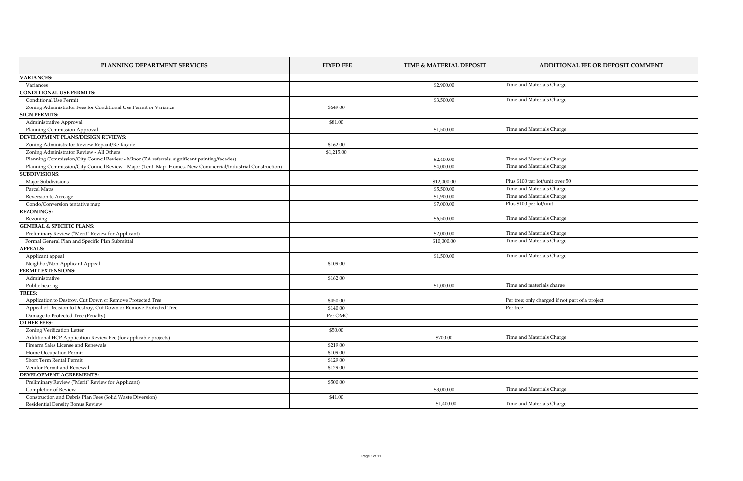| PLANNING DEPARTMENT SERVICES | FIXED FEE | TIME & MATERIAL DEPOSIT | ADDITIONAL FEE OR DEPOSIT COMMENT |
|---|---|---|---|
| **VARIANCES:** | | | |
| Variances | | $2,900.00 | Time and Materials Charge |
| **CONDITIONAL USE PERMITS:** | | | |
| Conditional Use Permit | | $3,500.00 | Time and Materials Charge |
| Zoning Administrator Fees for Conditional Use Permit or Variance | $649.00 | | |
| **SIGN PERMITS:** | | | |
| Administrative Approval | $81.00 | | |
| Planning Commission Approval | | $1,500.00 | Time and Materials Charge |
| **DEVELOPMENT PLANS/DESIGN REVIEWS:** | | | |
| Zoning Administrator Review Repaint/Re-façade | $162.00 | | |
| Zoning Administrator Review - All Others | $1,215.00 | | |
| Planning Commission/City Council Review - Minor (ZA referrals, significant painting/facades) | | $2,400.00 | Time and Materials Charge |
| Planning Commission/City Council Review - Major (Tent. Map- Homes, New Commercial/Industrial Construction) | | $4,000.00 | Time and Materials Charge |
| **SUBDIVISIONS:** | | | |
| Major Subdivisions | | $12,000.00 | Plus $100 per lot/unit over 50 |
| Parcel Maps | | $5,500.00 | Time and Materials Charge |
| Reversion to Acreage | | $1,900.00 | Time and Materials Charge |
| Condo/Conversion tentative map | | $7,000.00 | Plus $100 per lot/unit |
| **REZONINGS:** | | | |
| Rezoning | | $6,500.00 | Time and Materials Charge |
| **GENERAL & SPECIFIC PLANS:** | | | |
| Preliminary Review ("Merit" Review for Applicant) | | $2,000.00 | Time and Materials Charge |
| Formal General Plan and Specific Plan Submittal | | $10,000.00 | Time and Materials Charge |
| **APPEALS:** | | | |
| Applicant appeal | | $1,500.00 | Time and Materials Charge |
| Neighbor/Non-Applicant Appeal | $109.00 | | |
| **PERMIT EXTENSIONS:** | | | |
| Administrative | $162.00 | | |
| Public hearing | | $1,000.00 | Time and materials charge |
| **TREES:** | | | |
| Application to Destroy, Cut Down or Remove Protected Tree | $450.00 | | Per tree; only charged if not part of a project |
| Appeal of Decision to Destroy, Cut Down or Remove Protected Tree | $140.00 | | Per tree |
| Damage to Protected Tree (Penalty) | Per OMC | | |
| **OTHER FEES:** | | | |
| Zoning Verification Letter | $50.00 | | |
| Additional HCP Application Review Fee (for applicable projects) | | $700.00 | Time and Materials Charge |
| Firearm Sales License and Renewals | $219.00 | | |
| Home Occupation Permit | $109.00 | | |
| Short Term Rental Permit | $129.00 | | |
| Vendor Permit and Renewal | $129.00 | | |
| **DEVELOPMENT AGREEMENTS:** | | | |
| Preliminary Review ("Merit" Review for Applicant) | $500.00 | | |
| Completion of Review | | $3,000.00 | Time and Materials Charge |
| Construction and Debris Plan Fees (Solid Waste Diversion) | $41.00 | | |
| Residential Density Bonus Review | | $1,400.00 | Time and Materials Charge |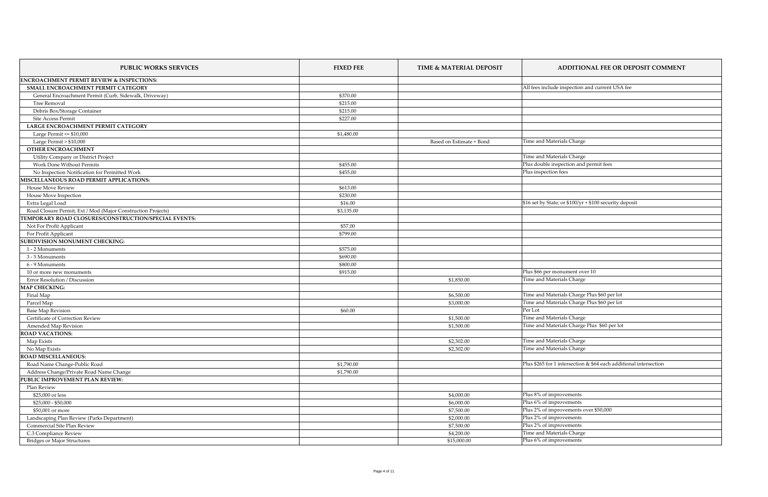| PUBLIC WORKS SERVICES | FIXED FEE | TIME & MATERIAL DEPOSIT | ADDITIONAL FEE OR DEPOSIT COMMENT |
|---|---|---|---|
| **ENCROACHMENT PERMIT REVIEW & INSPECTIONS:** | | | |
| **SMALL ENCROACHMENT PERMIT CATEGORY** | | | All fees include inspection and current USA fee |
| General Encroachment Permit (Curb, Sidewalk, Driveway) | $370.00 | | |
| Tree Removal | $215.00 | | |
| Debris Box/Storage Container | $215.00 | | |
| Site Access Permit | $227.00 | | |
| **LARGE ENCROACHMENT PERMIT CATEGORY** | | | |
| Large Permit <= $10,000 | $1,480.00 | | |
| Large Permit > $10,000 | | Based on Estimate + Bond | Time and Materials Charge |
| **OTHER ENCROACHMENT** | | | |
| Utility Company or District Project | | | Time and Materials Charge |
| Work Done Without Permits | $455.00 | | Plus double inspection and permit fees |
| No Inspection Notification for Permitted Work | $455.00 | | Plus inspection fees |
| **MISCELLANEOUS ROAD PERMIT APPLICATIONS:** | | | |
| House Move Review | $613.00 | | |
| House Move Inspection | $230.00 | | |
| Extra Legal Load | $16.00 | | $16 set by State; or $100/yr + $100 security deposit |
| Road Closure Permit, Ext / Mod (Major Construction Projects) | $3,135.00 | | |
| **TEMPORARY ROAD CLOSURES/CONSTRUCTION/SPECIAL EVENTS:** | | | |
| Not For Profit Applicant | $57.00 | | |
| For Profit Applicant | $799.00 | | |
| **SUBDIVISION MONUMENT CHECKING:** | | | |
| 1 - 2 Monuments | $575.00 | | |
| 3 - 5 Monuments | $690.00 | | |
| 6 - 9 Monuments | $800.00 | | |
| 10 or more new monuments | $915.00 | | Plus $66 per monument over 10 |
| Error Resolution / Discussion | | $1,850.00 | Time and Materials Charge |
| **MAP CHECKING:** | | | |
| Final Map | | $6,500.00 | Time and Materials Charge Plus $60 per lot |
| Parcel Map | | $3,000.00 | Time and Materials Charge Plus $60 per lot |
| Base Map Revision | $60.00 | | Per Lot |
| Certificate of Correction Review | | $1,500.00 | Time and Materials Charge |
| Amended Map Revision | | $1,500.00 | Time and Materials Charge Plus $60 per lot |
| **ROAD VACATIONS:** | | | |
| Map Exists | | $2,302.00 | Time and Materials Charge |
| No Map Exists | | $2,302.00 | Time and Materials Charge |
| **ROAD MISCELLANEOUS:** | | | |
| Road Name Change-Public Road | $1,790.00 | | Plus $265 for 1 intersection & $64 each additional intersection |
| Address Change/Private Road Name Change | $1,790.00 | | |
| **PUBLIC IMPROVEMENT PLAN REVIEW:** | | | |
| Plan Review | | | |
| $25,000 or less | | $4,000.00 | Plus 8% of improvements |
| $25,000 - $50,000 | | $6,000.00 | Plus 6% of improvements |
| $50,001 or more | | $7,500.00 | Plus 2% of improvements over $50,000 |
| Landscaping Plan Review (Parks Department) | | $2,000.00 | Plus 2% of improvements |
| Commercial Site Plan Review | | $7,500.00 | Plus 2% of improvements |
| C.3 Compliance Review | | $4,200.00 | Time and Materials Charge |
| Bridges or Major Structures | | $15,000.00 | Plus 6% of improvements |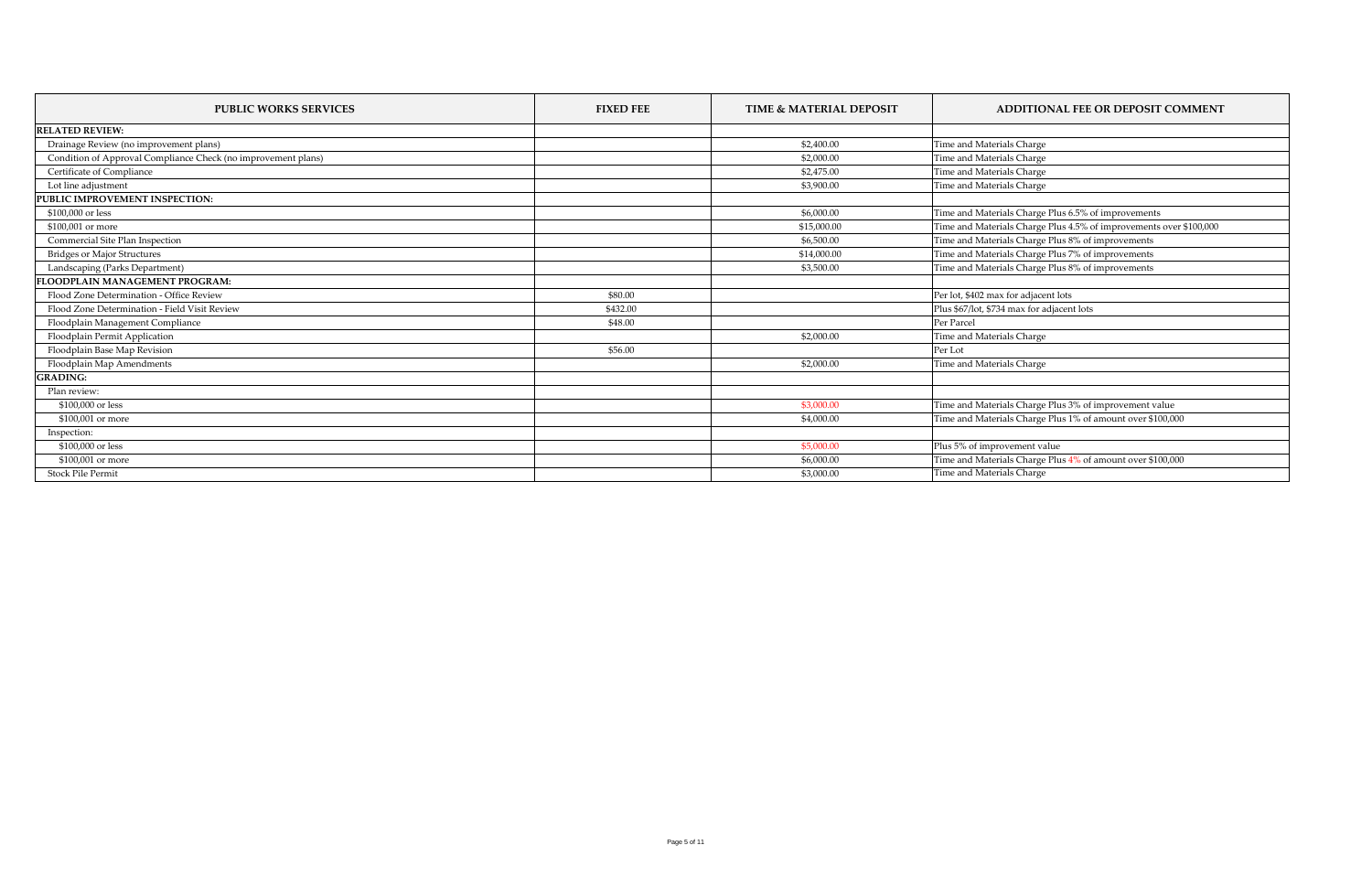| PUBLIC WORKS SERVICES | FIXED FEE | TIME & MATERIAL DEPOSIT | ADDITIONAL FEE OR DEPOSIT COMMENT |
|---|---|---|---|
| **RELATED REVIEW:** | | | |
| Drainage Review (no improvement plans) | | $2,400.00 | Time and Materials Charge |
| Condition of Approval Compliance Check (no improvement plans) | | $2,000.00 | Time and Materials Charge |
| Certificate of Compliance | | $2,475.00 | Time and Materials Charge |
| Lot line adjustment | | $3,900.00 | Time and Materials Charge |
| **PUBLIC IMPROVEMENT INSPECTION:** | | | |
| $100,000 or less | | $6,000.00 | Time and Materials Charge Plus 6.5% of improvements |
| $100,001 or more | | $15,000.00 | Time and Materials Charge Plus 4.5% of improvements over $100,000 |
| Commercial Site Plan Inspection | | $6,500.00 | Time and Materials Charge Plus 8% of improvements |
| Bridges or Major Structures | | $14,000.00 | Time and Materials Charge Plus 7% of improvements |
| Landscaping (Parks Department) | | $3,500.00 | Time and Materials Charge Plus 8% of improvements |
| **FLOODPLAIN MANAGEMENT PROGRAM:** | | | |
| Flood Zone Determination - Office Review | $80.00 | | Per lot, $402 max for adjacent lots |
| Flood Zone Determination - Field Visit Review | $432.00 | | Plus $67/lot, $734 max for adjacent lots |
| Floodplain Management Compliance | $48.00 | | Per Parcel |
| Floodplain Permit Application | | $2,000.00 | Time and Materials Charge |
| Floodplain Base Map Revision | $56.00 | | Per Lot |
| Floodplain Map Amendments | | $2,000.00 | Time and Materials Charge |
| **GRADING:** | | | |
| Plan review: | | | |
| $100,000 or less | | $3,000.00 | Time and Materials Charge Plus 3% of improvement value |
| $100,001 or more | | $4,000.00 | Time and Materials Charge Plus 1% of amount over $100,000 |
| Inspection: | | | |
| $100,000 or less | | $5,000.00 | Plus 5% of improvement value |
| $100,001 or more | | $6,000.00 | Time and Materials Charge Plus 4% of amount over $100,000 |
| Stock Pile Permit | | $3,000.00 | Time and Materials Charge |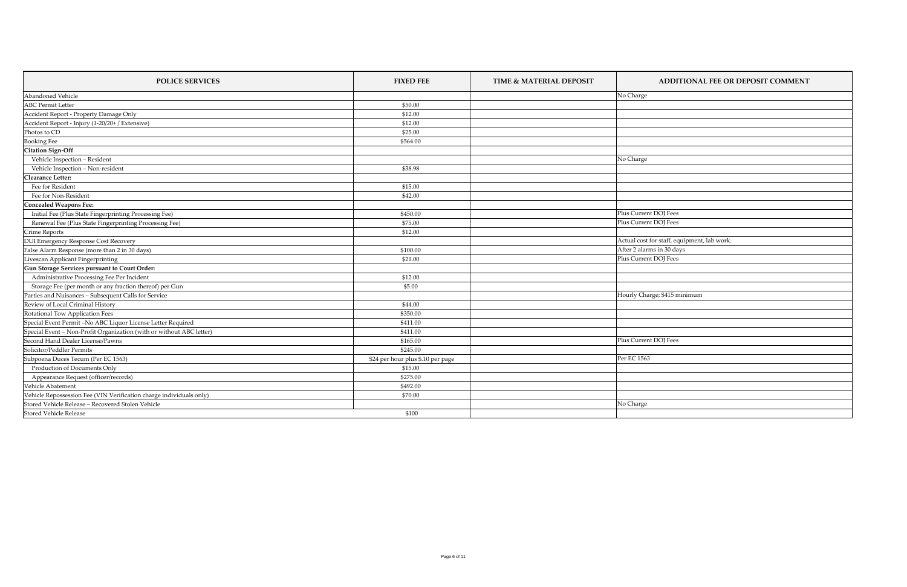| POLICE SERVICES | FIXED FEE | TIME & MATERIAL DEPOSIT | ADDITIONAL FEE OR DEPOSIT COMMENT |
|---|---|---|---|
| Abandoned Vehicle | | | No Charge |
| ABC Permit Letter | $50.00 | | |
| Accident Report - Property Damage Only | $12.00 | | |
| Accident Report - Injury (1-20/20+ / Extensive) | $12.00 | | |
| Photos to CD | $25.00 | | |
| Booking Fee | $564.00 | | |
| **Citation Sign-Off** | | | |
| Vehicle Inspection – Resident | | | No Charge |
| Vehicle Inspection – Non-resident | $38.98 | | |
| **Clearance Letter:** | | | |
| Fee for Resident | $15.00 | | |
| Fee for Non-Resident | $42.00 | | |
| **Concealed Weapons Fee:** | | | |
| Initial Fee (Plus State Fingerprinting Processing Fee) | $450.00 | | Plus Current DOJ Fees |
| Renewal Fee (Plus State Fingerprinting Processing Fee) | $75.00 | | Plus Current DOJ Fees |
| Crime Reports | $12.00 | | |
| DUI Emergency Response Cost Recovery | | | Actual cost for staff, equipment, lab work. |
| False Alarm Response (more than 2 in 30 days) | $100.00 | | After 2 alarms in 30 days |
| Livescan Applicant Fingerprinting | $21.00 | | Plus Current DOJ Fees |
| **Gun Storage Services pursuant to Court Order:** | | | |
| Administrative Processing Fee Per Incident | $12.00 | | |
| Storage Fee (per month or any fraction thereof) per Gun | $5.00 | | |
| Parties and Nuisances – Subsequent Calls for Service | | | Hourly Charge; $415 minimum |
| Review of Local Criminal History | $44.00 | | |
| Rotational Tow Application Fees | $350.00 | | |
| Special Event Permit –No ABC Liquor License Letter Required | $411.00 | | |
| Special Event – Non-Profit Organization (with or without ABC letter) | $411.00 | | |
| Second Hand Dealer License/Pawns | $165.00 | | Plus Current DOJ Fees |
| Solicitor/Peddler Permits | $245.00 | | |
| Subpoena Duces Tecum (Per EC 1563) | $24 per hour plus $.10 per page | | Per EC 1563 |
| Production of Documents Only | $15.00 | | |
| Appearance Request (officer/records) | $275.00 | | |
| Vehicle Abatement | $492.00 | | |
| Vehicle Repossession Fee (VIN Verification charge individuals only) | $70.00 | | |
| Stored Vehicle Release – Recovered Stolen Vehicle | | | No Charge |
| Stored Vehicle Release | $100 | | |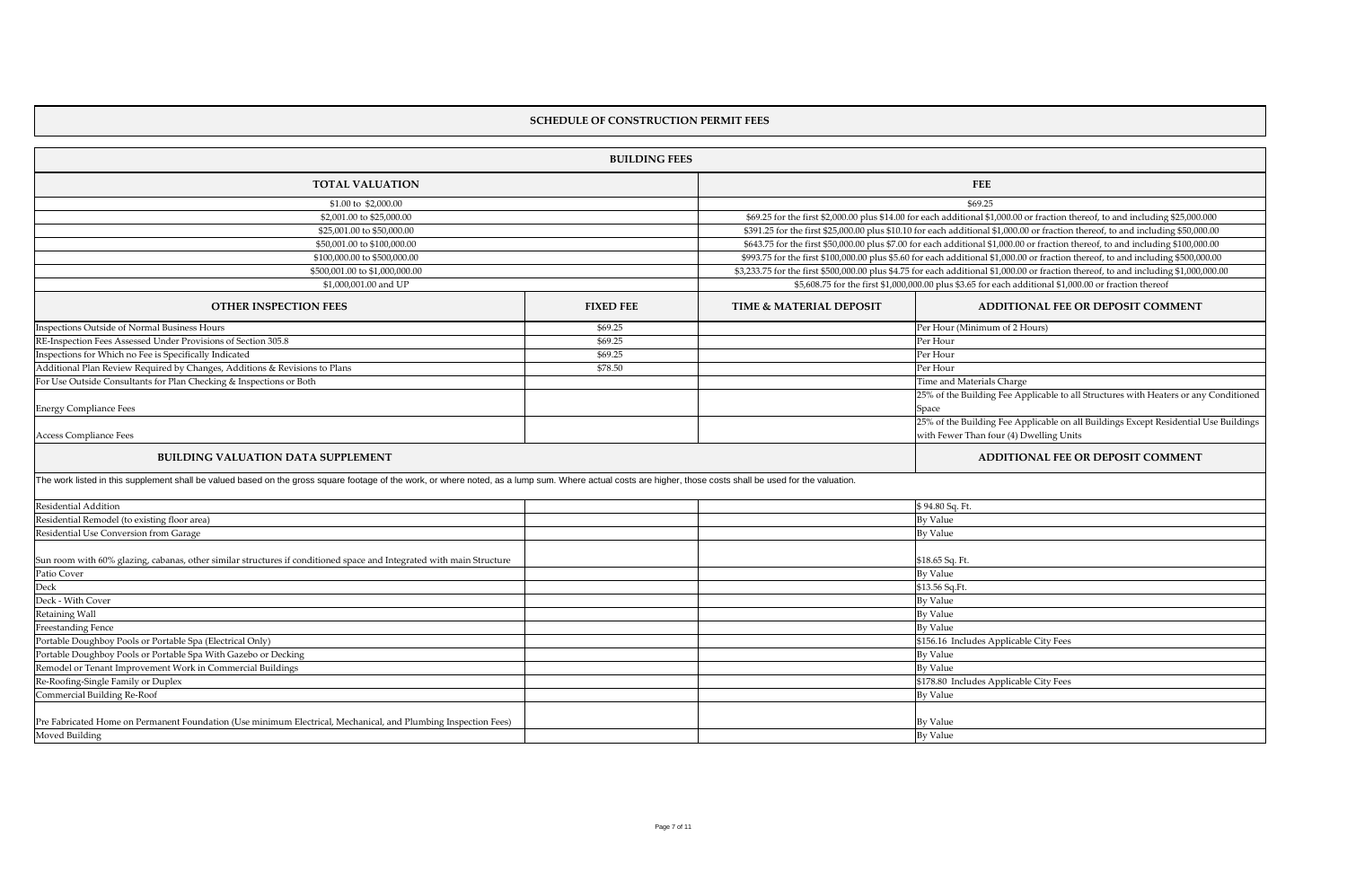## SCHEDULE OF CONSTRUCTION PERMIT FEES

### BUILDING FEES

| TOTAL VALUATION | FEE |
|---|---|
| \$1.00 to \$2,000.00 | \$69.25 |
| \$2,001.00 to \$25,000.00 | \$69.25 for the first \$2,000.00 plus \$14.00 for each additional \$1,000.00 or fraction thereof, to and including \$25,000.000 |
| \$25,001.00 to \$50,000.00 | \$391.25 for the first \$25,000.00 plus \$10.10 for each additional \$1,000.00 or fraction thereof, to and including \$50,000.00 |
| \$50,001.00 to \$100,000.00 | \$643.75 for the first \$50,000.00 plus \$7.00 for each additional \$1,000.00 or fraction thereof, to and including \$100,000.00 |
| \$100,000.00 to \$500,000.00 | \$993.75 for the first \$100,000.00 plus \$5.60 for each additional \$1,000.00 or fraction thereof, to and including \$500,000.00 |
| \$500,001.00 to \$1,000,000.00 | \$3,233.75 for the first \$500,000.00 plus \$4.75 for each additional \$1,000.00 or fraction thereof, to and including \$1,000,000.00 |
| \$1,000,001.00 and UP | \$5,608.75 for the first \$1,000,000.00 plus \$3.65 for each additional \$1,000.00 or fraction thereof |

| OTHER INSPECTION FEES | FIXED FEE | TIME & MATERIAL DEPOSIT | ADDITIONAL FEE OR DEPOSIT COMMENT |
|---|---|---|---|
| Inspections Outside of Normal Business Hours | \$69.25 | | Per Hour (Minimum of 2 Hours) |
| RE-Inspection Fees Assessed Under Provisions of Section 305.8 | \$69.25 | | Per Hour |
| Inspections for Which no Fee is Specifically Indicated | \$69.25 | | Per Hour |
| Additional Plan Review Required by Changes, Additions & Revisions to Plans | \$78.50 | | Per Hour |
| For Use Outside Consultants for Plan Checking & Inspections or Both | | | Time and Materials Charge |
| Energy Compliance Fees | | | 25% of the Building Fee Applicable to all Structures with Heaters or any Conditioned Space |
| Access Compliance Fees | | | 25% of the Building Fee Applicable on all Buildings Except Residential Use Buildings with Fewer Than four (4) Dwelling Units |

| BUILDING VALUATION DATA SUPPLEMENT | | | ADDITIONAL FEE OR DEPOSIT COMMENT |
|---|---|---|---|
| The work listed in this supplement shall be valued based on the gross square footage of the work, or where noted, as a lump sum. Where actual costs are higher, those costs shall be used for the valuation. | | | |
| Residential Addition | | | \$ 94.80 Sq. Ft. |
| Residential Remodel (to existing floor area) | | | By Value |
| Residential Use Conversion from Garage | | | By Value |
| Sun room with 60% glazing, cabanas, other similar structures if conditioned space and Integrated with main Structure | | | \$18.65 Sq. Ft. |
| Patio Cover | | | By Value |
| Deck | | | \$13.56 Sq.Ft. |
| Deck - With Cover | | | By Value |
| Retaining Wall | | | By Value |
| Freestanding Fence | | | By Value |
| Portable Doughboy Pools or Portable Spa (Electrical Only) | | | \$156.16 Includes Applicable City Fees |
| Portable Doughboy Pools or Portable Spa With Gazebo or Decking | | | By Value |
| Remodel or Tenant Improvement Work in Commercial Buildings | | | By Value |
| Re-Roofing-Single Family or Duplex | | | \$178.80 Includes Applicable City Fees |
| Commercial Building Re-Roof | | | By Value |
| Pre Fabricated Home on Permanent Foundation (Use minimum Electrical, Mechanical, and Plumbing Inspection Fees) | | | By Value |
| Moved Building | | | By Value |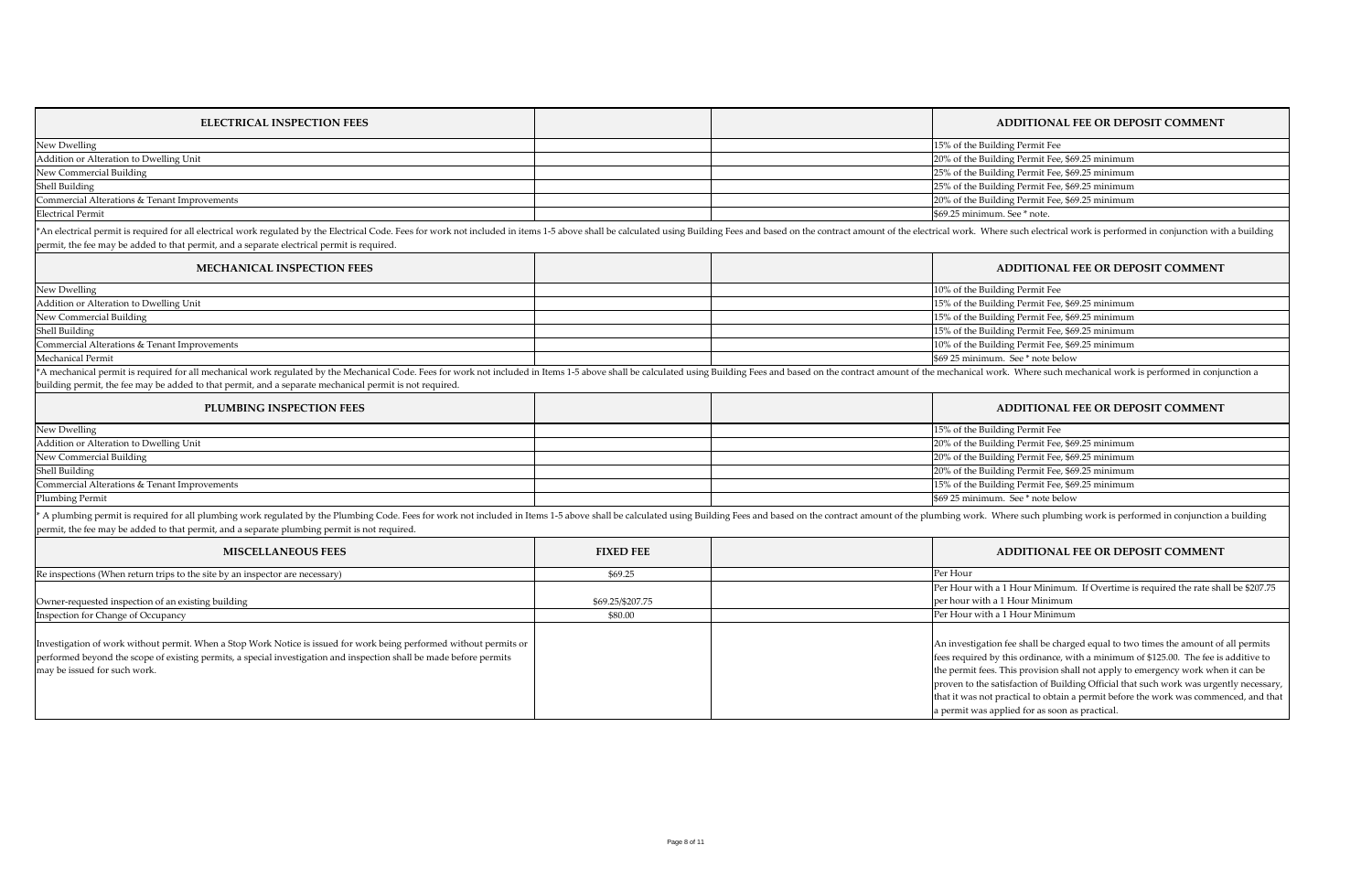| ELECTRICAL INSPECTION FEES | | | ADDITIONAL FEE OR DEPOSIT COMMENT |
|---|---|---|---|
| New Dwelling | | | 15% of the Building Permit Fee |
| Addition or Alteration to Dwelling Unit | | | 20% of the Building Permit Fee, $69.25 minimum |
| New Commercial Building | | | 25% of the Building Permit Fee, $69.25 minimum |
| Shell Building | | | 25% of the Building Permit Fee, $69.25 minimum |
| Commercial Alterations & Tenant Improvements | | | 20% of the Building Permit Fee, $69.25 minimum |
| Electrical Permit | | | $69.25 minimum. See * note. |

*An electrical permit is required for all electrical work regulated by the Electrical Code. Fees for work not included in items 1-5 above shall be calculated using Building Fees and based on the contract amount of the electrical work. Where such electrical work is performed in conjunction with a building permit, the fee may be added to that permit, and a separate electrical permit is required.

| MECHANICAL INSPECTION FEES | | | ADDITIONAL FEE OR DEPOSIT COMMENT |
|---|---|---|---|
| New Dwelling | | | 10% of the Building Permit Fee |
| Addition or Alteration to Dwelling Unit | | | 15% of the Building Permit Fee, $69.25 minimum |
| New Commercial Building | | | 15% of the Building Permit Fee, $69.25 minimum |
| Shell Building | | | 15% of the Building Permit Fee, $69.25 minimum |
| Commercial Alterations & Tenant Improvements | | | 10% of the Building Permit Fee, $69.25 minimum |
| Mechanical Permit | | | $69 25 minimum. See * note below |

*A mechanical permit is required for all mechanical work regulated by the Mechanical Code. Fees for work not included in Items 1-5 above shall be calculated using Building Fees and based on the contract amount of the mechanical work. Where such mechanical work is performed in conjunction a building permit, the fee may be added to that permit, and a separate mechanical permit is not required.

| PLUMBING INSPECTION FEES | | | ADDITIONAL FEE OR DEPOSIT COMMENT |
|---|---|---|---|
| New Dwelling | | | 15% of the Building Permit Fee |
| Addition or Alteration to Dwelling Unit | | | 20% of the Building Permit Fee, $69.25 minimum |
| New Commercial Building | | | 20% of the Building Permit Fee, $69.25 minimum |
| Shell Building | | | 20% of the Building Permit Fee, $69.25 minimum |
| Commercial Alterations & Tenant Improvements | | | 15% of the Building Permit Fee, $69.25 minimum |
| Plumbing Permit | | | $69 25 minimum. See * note below |

* A plumbing permit is required for all plumbing work regulated by the Plumbing Code. Fees for work not included in Items 1-5 above shall be calculated using Building Fees and based on the contract amount of the plumbing work. Where such plumbing work is performed in conjunction a building permit, the fee may be added to that permit, and a separate plumbing permit is not required.

| MISCELLANEOUS FEES | FIXED FEE | | ADDITIONAL FEE OR DEPOSIT COMMENT |
|---|---|---|---|
| Re inspections (When return trips to the site by an inspector are necessary) | $69.25 | | Per Hour |
| Owner-requested inspection of an existing building | $69.25/$207.75 | | Per Hour with a 1 Hour Minimum. If Overtime is required the rate shall be $207.75 per hour with a 1 Hour Minimum |
| Inspection for Change of Occupancy | $80.00 | | Per Hour with a 1 Hour Minimum |
| Investigation of work without permit. When a Stop Work Notice is issued for work being performed without permits or performed beyond the scope of existing permits, a special investigation and inspection shall be made before permits may be issued for such work. | | | An investigation fee shall be charged equal to two times the amount of all permits fees required by this ordinance, with a minimum of $125.00. The fee is additive to the permit fees. This provision shall not apply to emergency work when it can be proven to the satisfaction of Building Official that such work was urgently necessary, that it was not practical to obtain a permit before the work was commenced, and that a permit was applied for as soon as practical. |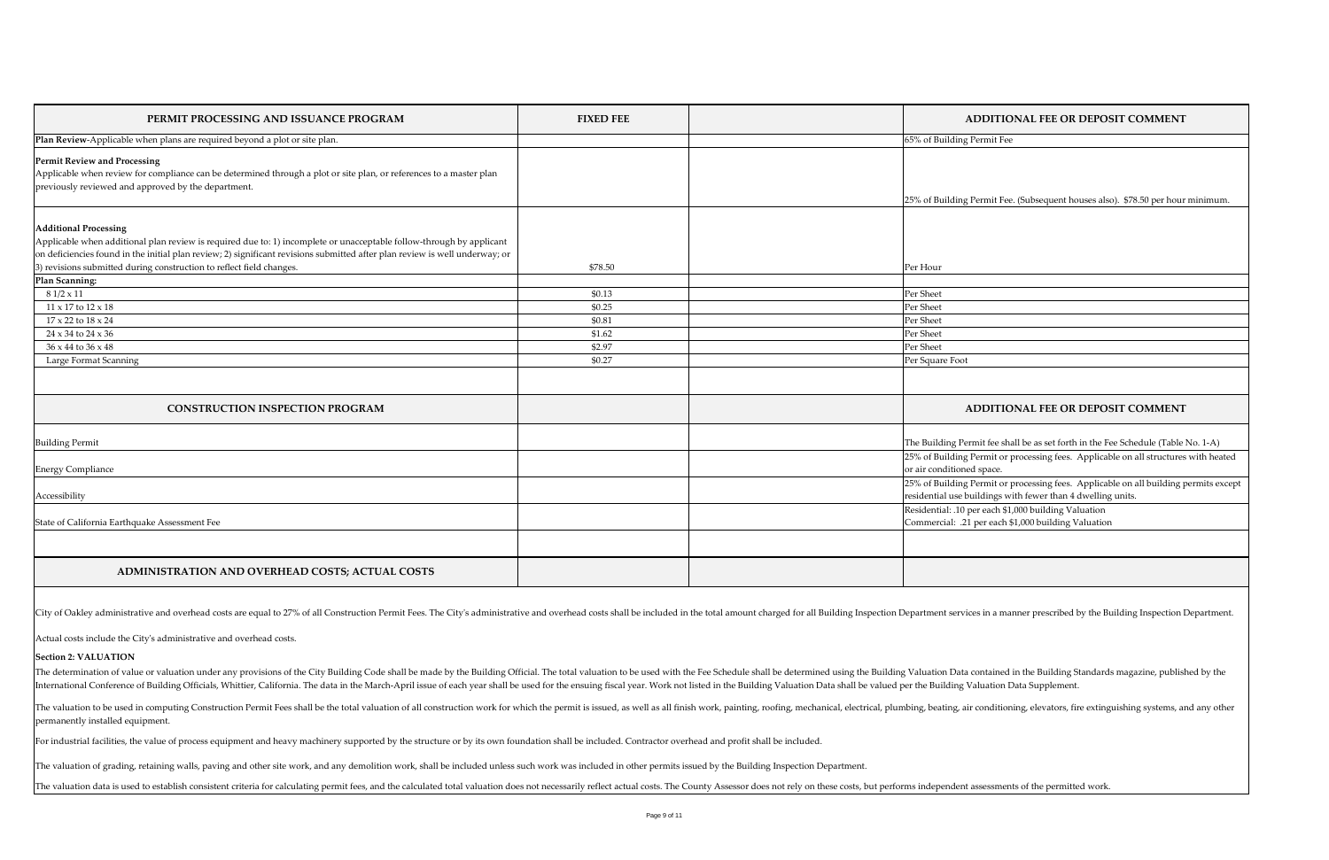| PERMIT PROCESSING AND ISSUANCE PROGRAM | FIXED FEE | | ADDITIONAL FEE OR DEPOSIT COMMENT |
|---|---|---|---|
| **Plan Review**-Applicable when plans are required beyond a plot or site plan. | | | 65% of Building Permit Fee |
| **Permit Review and Processing** Applicable when review for compliance can be determined through a plot or site plan, or references to a master plan previously reviewed and approved by the department. | | | 25% of Building Permit Fee. (Subsequent houses also). $78.50 per hour minimum. |
| **Additional Processing** Applicable when additional plan review is required due to: 1) incomplete or unacceptable follow-through by applicant on deficiencies found in the initial plan review; 2) significant revisions submitted after plan review is well underway; or 3) revisions submitted during construction to reflect field changes. | $78.50 | | Per Hour |
| **Plan Scanning:** | | | |
| 8 1/2 x 11 | $0.13 | | Per Sheet |
| 11 x 17 to 12 x 18 | $0.25 | | Per Sheet |
| 17 x 22 to 18 x 24 | $0.81 | | Per Sheet |
| 24 x 34 to 24 x 36 | $1.62 | | Per Sheet |
| 36 x 44 to 36 x 48 | $2.97 | | Per Sheet |
| Large Format Scanning | $0.27 | | Per Square Foot |
| | | | |
| **CONSTRUCTION INSPECTION PROGRAM** | | | **ADDITIONAL FEE OR DEPOSIT COMMENT** |
| Building Permit | | | The Building Permit fee shall be as set forth in the Fee Schedule (Table No. 1-A) |
| Energy Compliance | | | 25% of Building Permit or processing fees. Applicable on all structures with heated or air conditioned space. |
| Accessibility | | | 25% of Building Permit or processing fees. Applicable on all building permits except residential use buildings with fewer than 4 dwelling units. |
| State of California Earthquake Assessment Fee | | | Residential: .10 per each $1,000 building Valuation<br>Commercial: .21 per each $1,000 building Valuation |
| | | | |
| **ADMINISTRATION AND OVERHEAD COSTS; ACTUAL COSTS** | | | |

City of Oakley administrative and overhead costs are equal to 27% of all Construction Permit Fees. The City's administrative and overhead costs shall be included in the total amount charged for all Building Inspection Department services in a manner prescribed by the Building Inspection Department.

Actual costs include the City's administrative and overhead costs.

**Section 2: VALUATION**

The determination of value or valuation under any provisions of the City Building Code shall be made by the Building Official. The total valuation to be used with the Fee Schedule shall be determined using the Building Valuation Data contained in the Building Standards magazine, published by the International Conference of Building Officials, Whittier, California. The data in the March-April issue of each year shall be used for the ensuing fiscal year. Work not listed in the Building Valuation Data shall be valued per the Building Valuation Data Supplement.

The valuation to be used in computing Construction Permit Fees shall be the total valuation of all construction work for which the permit is issued, as well as all finish work, painting, roofing, mechanical, electrical, plumbing, beating, air conditioning, elevators, fire extinguishing systems, and any other permanently installed equipment.

For industrial facilities, the value of process equipment and heavy machinery supported by the structure or by its own foundation shall be included. Contractor overhead and profit shall be included.

The valuation of grading, retaining walls, paving and other site work, and any demolition work, shall be included unless such work was included in other permits issued by the Building Inspection Department.

The valuation data is used to establish consistent criteria for calculating permit fees, and the calculated total valuation does not necessarily reflect actual costs. The County Assessor does not rely on these costs, but performs independent assessments of the permitted work.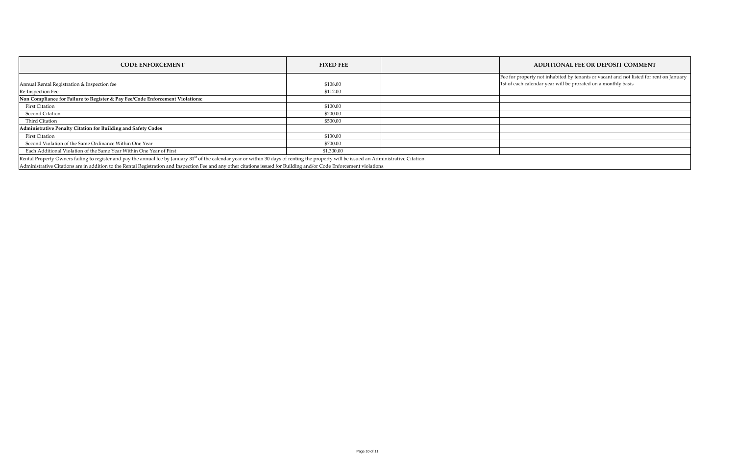| CODE ENFORCEMENT | FIXED FEE | | ADDITIONAL FEE OR DEPOSIT COMMENT |
|---|---|---|---|
| Annual Rental Registration & Inspection fee | $108.00 | | Fee for property not inhabited by tenants or vacant and not listed for rent on January 1st of each calendar year will be prorated on a monthly basis |
| Re-Inspection Fee | $112.00 | | |
| **Non Compliance for Failure to Register & Pay Fee/Code Enforcement Violations:** | | | |
| First Citation | $100.00 | | |
| Second Citation | $200.00 | | |
| Third Citation | $500.00 | | |
| **Administrative Penalty Citation for Building and Safety Codes** | | | |
| First Citation | $130.00 | | |
| Second Violation of the Same Ordinance Within One Year | $700.00 | | |
| Each Additional Violation of the Same Year Within One Year of First | $1,300.00 | | |

Rental Property Owners failing to register and pay the annual fee by January 31st of the calendar year or within 30 days of renting the property will be issued an Administrative Citation.

Administrative Citations are in addition to the Rental Registration and Inspection Fee and any other citations issued for Building and/or Code Enforcement violations.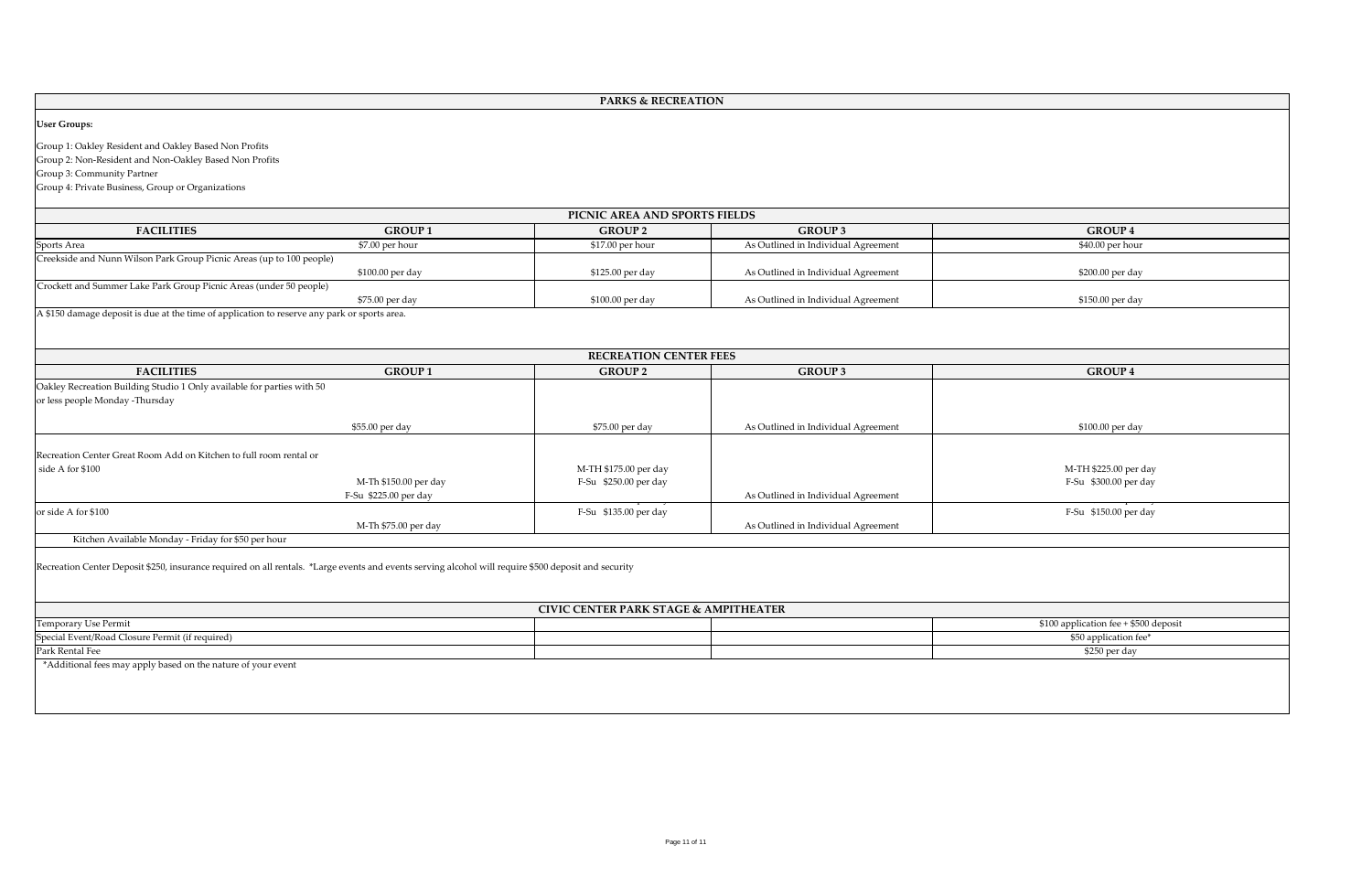# PARKS & RECREATION

**User Groups:**

Group 1: Oakley Resident and Oakley Based Non Profits
Group 2: Non-Resident and Non-Oakley Based Non Profits
Group 3: Community Partner
Group 4: Private Business, Group or Organizations

## PICNIC AREA AND SPORTS FIELDS

| FACILITIES | GROUP 1 | GROUP 2 | GROUP 3 | GROUP 4 |
|---|---|---|---|---|
| Sports Area | $7.00 per hour | $17.00 per hour | As Outlined in Individual Agreement | $40.00 per hour |
| Creekside and Nunn Wilson Park Group Picnic Areas (up to 100 people) | $100.00 per day | $125.00 per day | As Outlined in Individual Agreement | $200.00 per day |
| Crockett and Summer Lake Park Group Picnic Areas (under 50 people) | $75.00 per day | $100.00 per day | As Outlined in Individual Agreement | $150.00 per day |

A $150 damage deposit is due at the time of application to reserve any park or sports area.

## RECREATION CENTER FEES

| FACILITIES | GROUP 1 | GROUP 2 | GROUP 3 | GROUP 4 |
|---|---|---|---|---|
| Oakley Recreation Building Studio 1 Only available for parties with 50 or less people Monday -Thursday | $55.00 per day | $75.00 per day | As Outlined in Individual Agreement | $100.00 per day |
| Recreation Center Great Room Add on Kitchen to full room rental or side A for $100 | M-Th $150.00 per day<br>F-Su $225.00 per day | M-TH $175.00 per day<br>F-Su $250.00 per day | As Outlined in Individual Agreement | M-TH $225.00 per day<br>F-Su $300.00 per day |
| or side A for $100 | M-Th $75.00 per day | F-Su $135.00 per day | As Outlined in Individual Agreement | F-Su $150.00 per day |
| Kitchen Available Monday - Friday for $50 per hour | | | | |

Recreation Center Deposit $250, insurance required on all rentals. *Large events and events serving alcohol will require $500 deposit and security

## CIVIC CENTER PARK STAGE & AMPITHEATER

| | | | |
|---|---|---|---|
| Temporary Use Permit | | | $100 application fee + $500 deposit |
| Special Event/Road Closure Permit (if required) | | | $50 application fee* |
| Park Rental Fee | | | $250 per day |

*Additional fees may apply based on the nature of your event